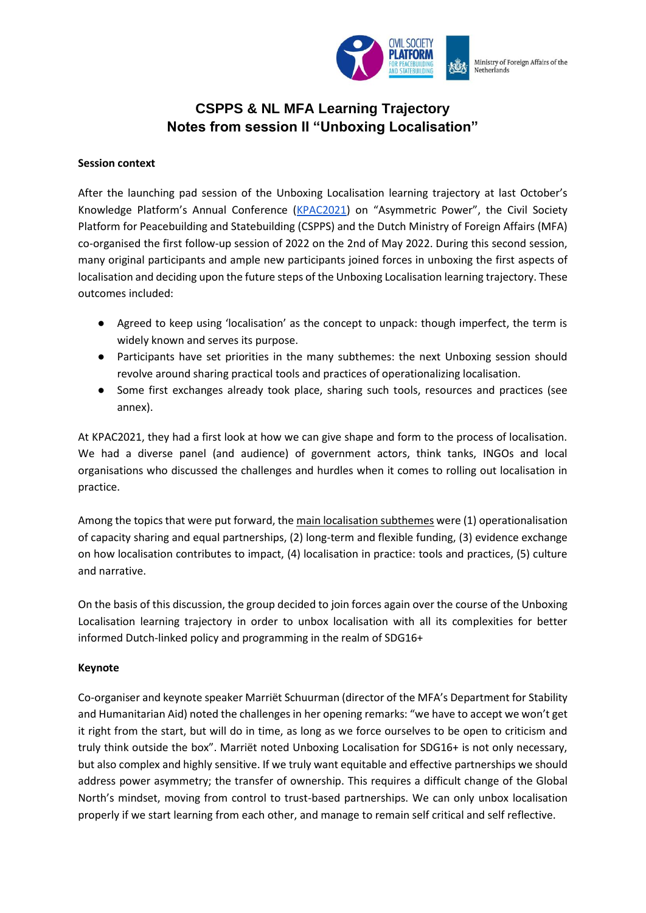# CSPPS & NL MFA Learning Trajectory
## Notes from session II "Unboxing Localisation"

**Session context**

After the launching pad session of the Unboxing Localisation learning trajectory at last October's Knowledge Platform's Annual Conference (KPAC2021) on "Asymmetric Power", the Civil Society Platform for Peacebuilding and Statebuilding (CSPPS) and the Dutch Ministry of Foreign Affairs (MFA) co-organised the first follow-up session of 2022 on the 2nd of May 2022. During this second session, many original participants and ample new participants joined forces in unboxing the first aspects of localisation and deciding upon the future steps of the Unboxing Localisation learning trajectory. These outcomes included:

- Agreed to keep using 'localisation' as the concept to unpack: though imperfect, the term is widely known and serves its purpose.
- Participants have set priorities in the many subthemes: the next Unboxing session should revolve around sharing practical tools and practices of operationalizing localisation.
- Some first exchanges already took place, sharing such tools, resources and practices (see annex).

At KPAC2021, they had a first look at how we can give shape and form to the process of localisation. We had a diverse panel (and audience) of government actors, think tanks, INGOs and local organisations who discussed the challenges and hurdles when it comes to rolling out localisation in practice.

Among the topics that were put forward, the main localisation subthemes were (1) operationalisation of capacity sharing and equal partnerships, (2) long-term and flexible funding, (3) evidence exchange on how localisation contributes to impact, (4) localisation in practice: tools and practices, (5) culture and narrative.

On the basis of this discussion, the group decided to join forces again over the course of the Unboxing Localisation learning trajectory in order to unbox localisation with all its complexities for better informed Dutch-linked policy and programming in the realm of SDG16+

**Keynote**

Co-organiser and keynote speaker Marriët Schuurman (director of the MFA's Department for Stability and Humanitarian Aid) noted the challenges in her opening remarks: "we have to accept we won't get it right from the start, but will do in time, as long as we force ourselves to be open to criticism and truly think outside the box". Marriët noted Unboxing Localisation for SDG16+ is not only necessary, but also complex and highly sensitive. If we truly want equitable and effective partnerships we should address power asymmetry; the transfer of ownership. This requires a difficult change of the Global North's mindset, moving from control to trust-based partnerships. We can only unbox localisation properly if we start learning from each other, and manage to remain self critical and self reflective.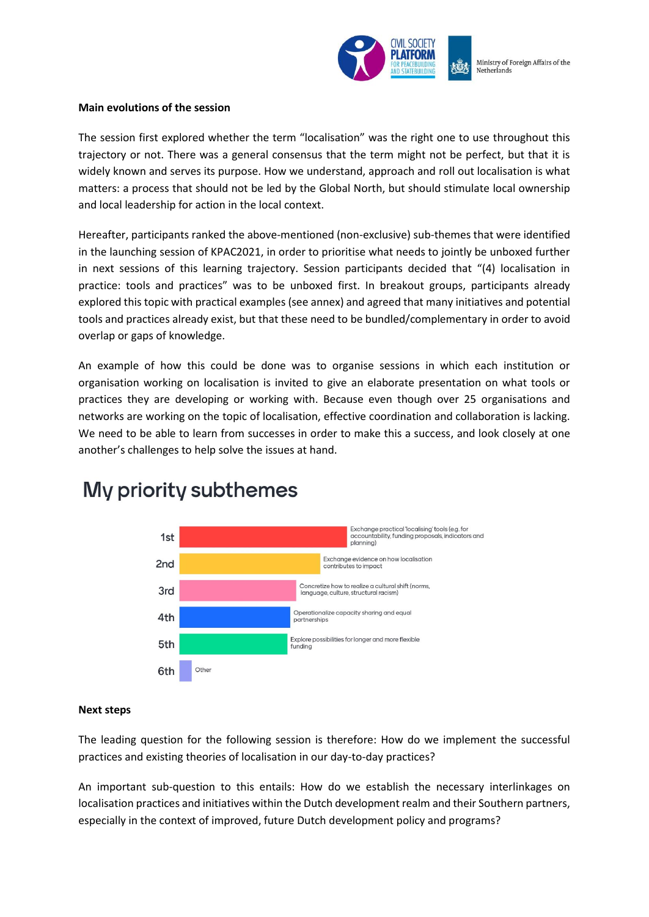**Main evolutions of the session**

The session first explored whether the term "localisation" was the right one to use throughout this trajectory or not. There was a general consensus that the term might not be perfect, but that it is widely known and serves its purpose. How we understand, approach and roll out localisation is what matters: a process that should not be led by the Global North, but should stimulate local ownership and local leadership for action in the local context.

Hereafter, participants ranked the above-mentioned (non-exclusive) sub-themes that were identified in the launching session of KPAC2021, in order to prioritise what needs to jointly be unboxed further in next sessions of this learning trajectory. Session participants decided that "(4) localisation in practice: tools and practices" was to be unboxed first. In breakout groups, participants already explored this topic with practical examples (see annex) and agreed that many initiatives and potential tools and practices already exist, but that these need to be bundled/complementary in order to avoid overlap or gaps of knowledge.

An example of how this could be done was to organise sessions in which each institution or organisation working on localisation is invited to give an elaborate presentation on what tools or practices they are developing or working with. Because even though over 25 organisations and networks are working on the topic of localisation, effective coordination and collaboration is lacking. We need to be able to learn from successes in order to make this a success, and look closely at one another's challenges to help solve the issues at hand.

## My priority subthemes

| Rank | Subtheme |
|---|---|
| 1st | Exchange practical 'localising' tools (e.g. for accountability, funding proposals, indicators and planning) |
| 2nd | Exchange evidence on how localisation contributes to impact |
| 3rd | Concretize how to realize a cultural shift (norms, language, culture, structural racism) |
| 4th | Operationalize capacity sharing and equal partnerships |
| 5th | Explore possibilities for longer and more flexible funding |
| 6th | Other |

**Next steps**

The leading question for the following session is therefore: How do we implement the successful practices and existing theories of localisation in our day-to-day practices?

An important sub-question to this entails: How do we establish the necessary interlinkages on localisation practices and initiatives within the Dutch development realm and their Southern partners, especially in the context of improved, future Dutch development policy and programs?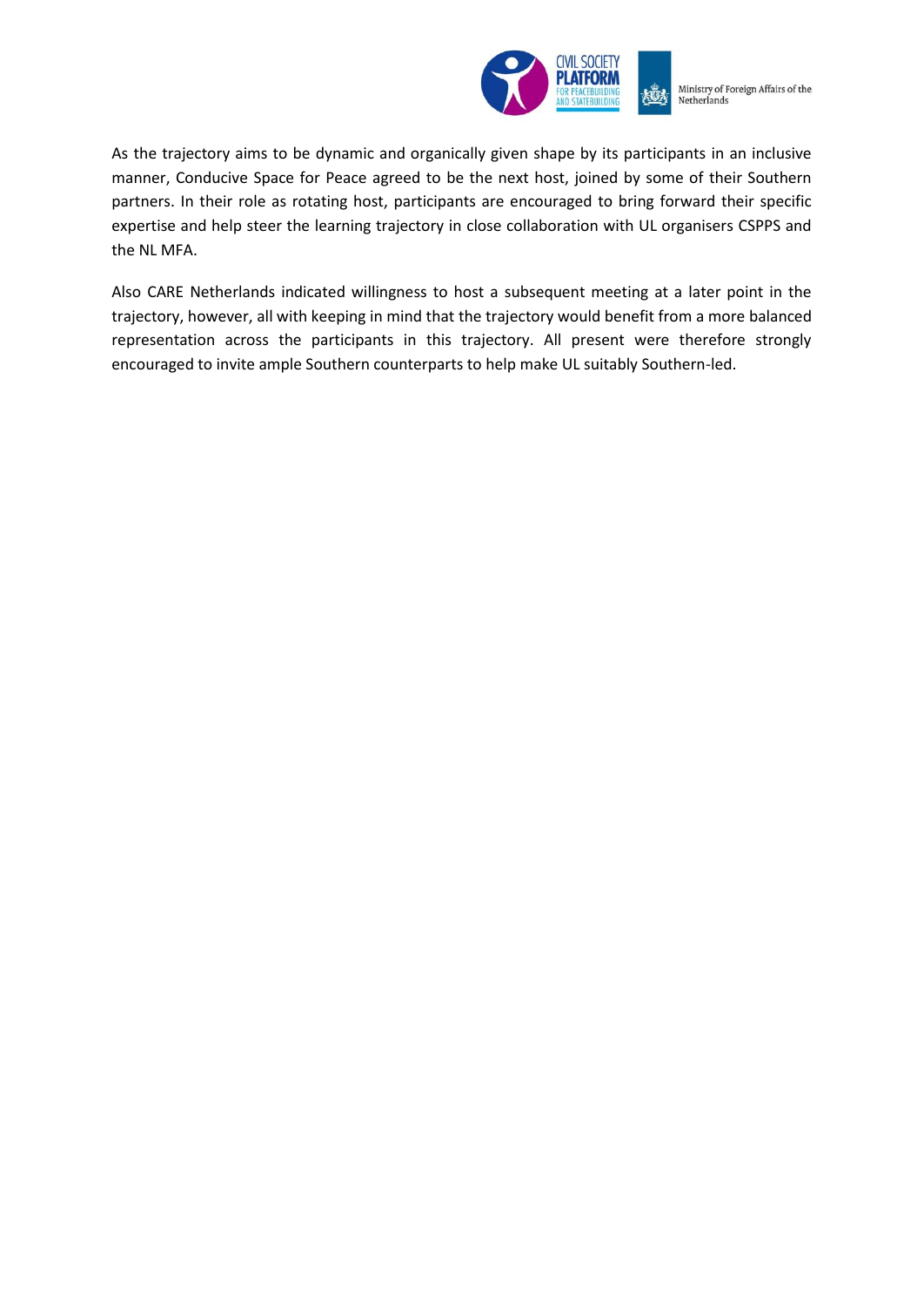As the trajectory aims to be dynamic and organically given shape by its participants in an inclusive manner, Conducive Space for Peace agreed to be the next host, joined by some of their Southern partners. In their role as rotating host, participants are encouraged to bring forward their specific expertise and help steer the learning trajectory in close collaboration with UL organisers CSPPS and the NL MFA.

Also CARE Netherlands indicated willingness to host a subsequent meeting at a later point in the trajectory, however, all with keeping in mind that the trajectory would benefit from a more balanced representation across the participants in this trajectory. All present were therefore strongly encouraged to invite ample Southern counterparts to help make UL suitably Southern-led.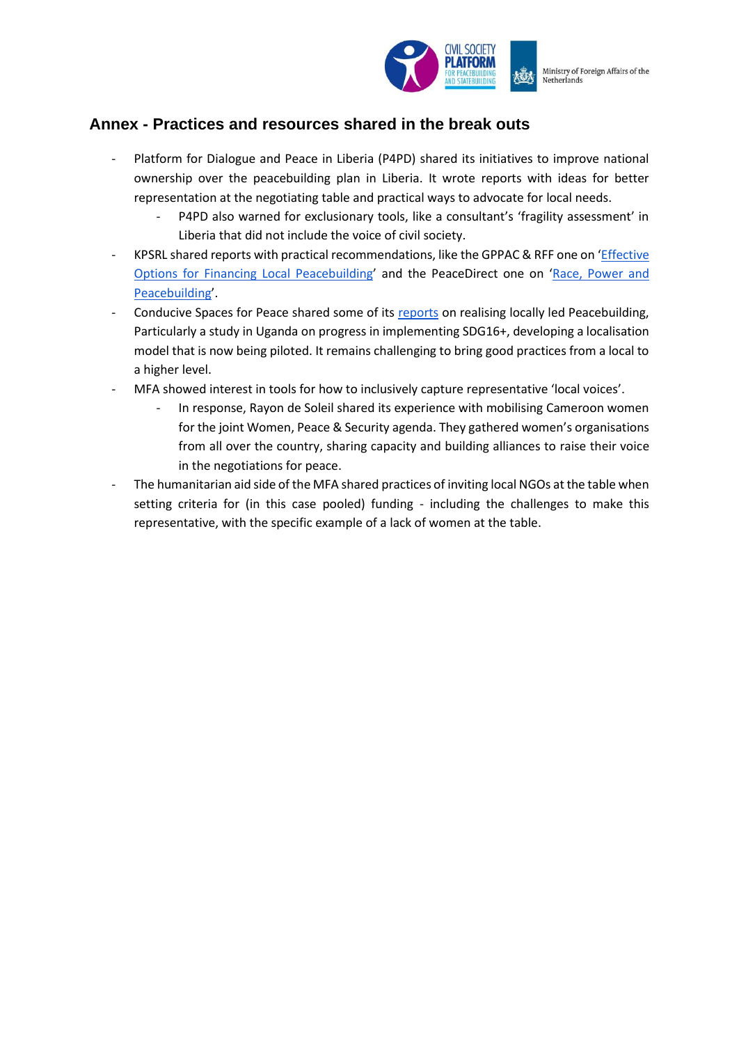## Annex - Practices and resources shared in the break outs

- Platform for Dialogue and Peace in Liberia (P4PD) shared its initiatives to improve national ownership over the peacebuilding plan in Liberia. It wrote reports with ideas for better representation at the negotiating table and practical ways to advocate for local needs.
  - P4PD also warned for exclusionary tools, like a consultant's 'fragility assessment' in Liberia that did not include the voice of civil society.
- KPSRL shared reports with practical recommendations, like the GPPAC & RFF one on 'Effective Options for Financing Local Peacebuilding' and the PeaceDirect one on 'Race, Power and Peacebuilding'.
- Conducive Spaces for Peace shared some of its reports on realising locally led Peacebuilding, Particularly a study in Uganda on progress in implementing SDG16+, developing a localisation model that is now being piloted. It remains challenging to bring good practices from a local to a higher level.
- MFA showed interest in tools for how to inclusively capture representative 'local voices'.
  - In response, Rayon de Soleil shared its experience with mobilising Cameroon women for the joint Women, Peace & Security agenda. They gathered women's organisations from all over the country, sharing capacity and building alliances to raise their voice in the negotiations for peace.
- The humanitarian aid side of the MFA shared practices of inviting local NGOs at the table when setting criteria for (in this case pooled) funding - including the challenges to make this representative, with the specific example of a lack of women at the table.